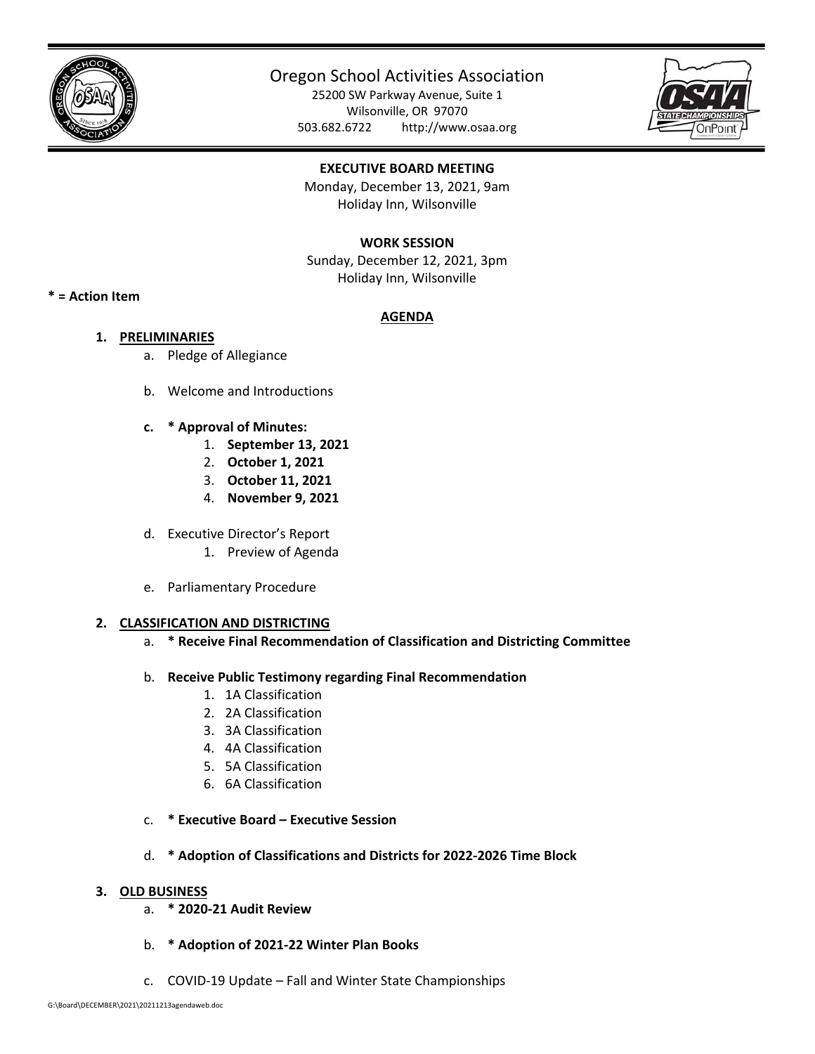# Oregon School Activities Association

25200 SW Parkway Avenue, Suite 1
Wilsonville, OR 97070
503.682.6722 http://www.osaa.org

**EXECUTIVE BOARD MEETING**
Monday, December 13, 2021, 9am
Holiday Inn, Wilsonville

**WORK SESSION**
Sunday, December 12, 2021, 3pm
Holiday Inn, Wilsonville

**\* = Action Item**

## AGENDA

1. **PRELIMINARIES**
   a. Pledge of Allegiance

   b. Welcome and Introductions

   **c. * Approval of Minutes:**
      1. **September 13, 2021**
      2. **October 1, 2021**
      3. **October 11, 2021**
      4. **November 9, 2021**

   d. Executive Director's Report
      1. Preview of Agenda

   e. Parliamentary Procedure

2. **CLASSIFICATION AND DISTRICTING**
   a. **\* Receive Final Recommendation of Classification and Districting Committee**

   b. **Receive Public Testimony regarding Final Recommendation**
      1. 1A Classification
      2. 2A Classification
      3. 3A Classification
      4. 4A Classification
      5. 5A Classification
      6. 6A Classification

   c. **\* Executive Board – Executive Session**

   d. **\* Adoption of Classifications and Districts for 2022-2026 Time Block**

3. **OLD BUSINESS**
   a. **\* 2020-21 Audit Review**

   b. **\* Adoption of 2021-22 Winter Plan Books**

   c. COVID-19 Update – Fall and Winter State Championships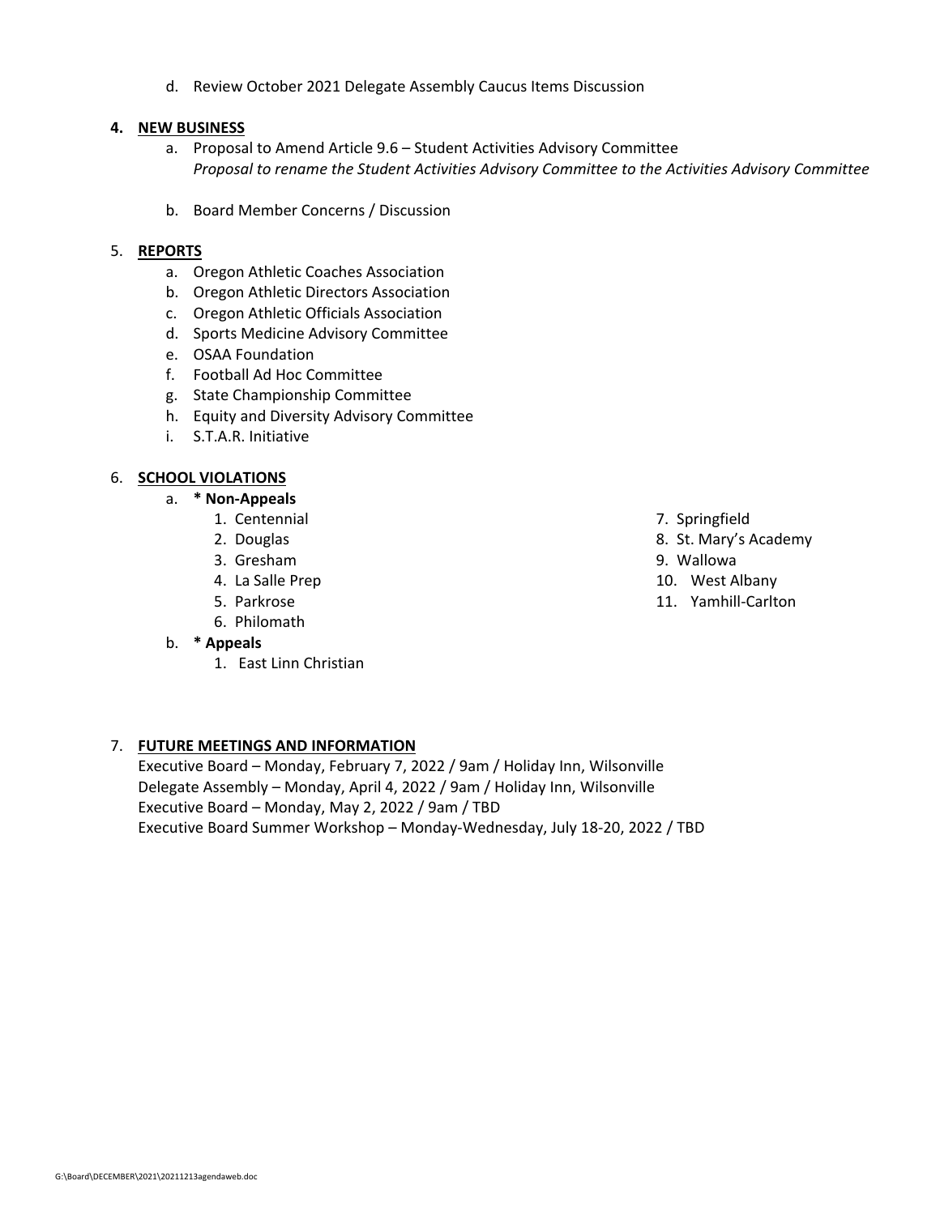d. Review October 2021 Delegate Assembly Caucus Items Discussion

4. **NEW BUSINESS**
   a. Proposal to Amend Article 9.6 – Student Activities Advisory Committee
      *Proposal to rename the Student Activities Advisory Committee to the Activities Advisory Committee*

   b. Board Member Concerns / Discussion

5. **REPORTS**
   a. Oregon Athletic Coaches Association
   b. Oregon Athletic Directors Association
   c. Oregon Athletic Officials Association
   d. Sports Medicine Advisory Committee
   e. OSAA Foundation
   f. Football Ad Hoc Committee
   g. State Championship Committee
   h. Equity and Diversity Advisory Committee
   i. S.T.A.R. Initiative

6. **SCHOOL VIOLATIONS**
   a. **\* Non-Appeals**
      1. Centennial
      2. Douglas
      3. Gresham
      4. La Salle Prep
      5. Parkrose
      6. Philomath
      7. Springfield
      8. St. Mary's Academy
      9. Wallowa
      10. West Albany
      11. Yamhill-Carlton
   b. **\* Appeals**
      1. East Linn Christian

7. **FUTURE MEETINGS AND INFORMATION**
   Executive Board – Monday, February 7, 2022 / 9am / Holiday Inn, Wilsonville
   Delegate Assembly – Monday, April 4, 2022 / 9am / Holiday Inn, Wilsonville
   Executive Board – Monday, May 2, 2022 / 9am / TBD
   Executive Board Summer Workshop – Monday-Wednesday, July 18-20, 2022 / TBD

G:\Board\DECEMBER\2021\20211213agendaweb.doc